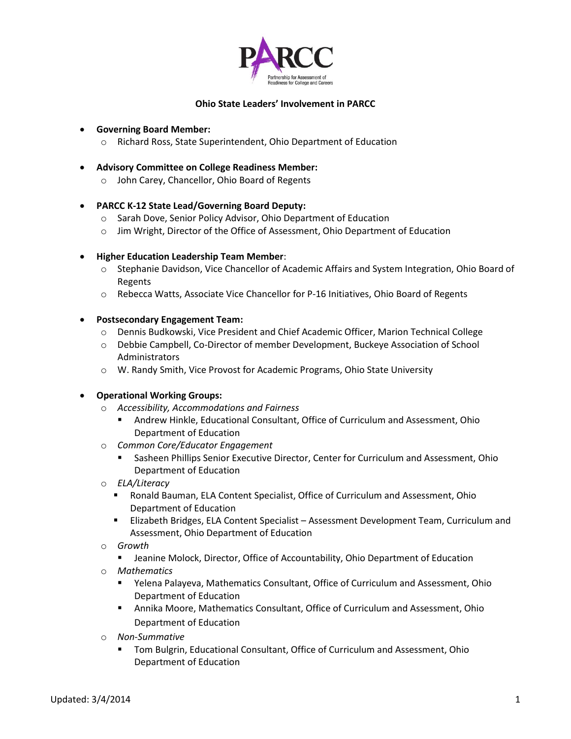PARCC

Partnership for Assessment of Readiness for College and Careers

**Ohio State Leaders' Involvement in PARCC**

- **Governing Board Member:**
  - Richard Ross, State Superintendent, Ohio Department of Education
- **Advisory Committee on College Readiness Member:**
  - John Carey, Chancellor, Ohio Board of Regents
- **PARCC K-12 State Lead/Governing Board Deputy:**
  - Sarah Dove, Senior Policy Advisor, Ohio Department of Education
  - Jim Wright, Director of the Office of Assessment, Ohio Department of Education
- **Higher Education Leadership Team Member**:
  - Stephanie Davidson, Vice Chancellor of Academic Affairs and System Integration, Ohio Board of Regents
  - Rebecca Watts, Associate Vice Chancellor for P-16 Initiatives, Ohio Board of Regents
- **Postsecondary Engagement Team:**
  - Dennis Budkowski, Vice President and Chief Academic Officer, Marion Technical College
  - Debbie Campbell, Co-Director of member Development, Buckeye Association of School Administrators
  - W. Randy Smith, Vice Provost for Academic Programs, Ohio State University
- **Operational Working Groups:**
  - *Accessibility, Accommodations and Fairness*
    - Andrew Hinkle, Educational Consultant, Office of Curriculum and Assessment, Ohio Department of Education
  - *Common Core/Educator Engagement*
    - Sasheen Phillips Senior Executive Director, Center for Curriculum and Assessment, Ohio Department of Education
  - *ELA/Literacy*
    - Ronald Bauman, ELA Content Specialist, Office of Curriculum and Assessment, Ohio Department of Education
    - Elizabeth Bridges, ELA Content Specialist – Assessment Development Team, Curriculum and Assessment, Ohio Department of Education
  - *Growth*
    - Jeanine Molock, Director, Office of Accountability, Ohio Department of Education
  - *Mathematics*
    - Yelena Palayeva, Mathematics Consultant, Office of Curriculum and Assessment, Ohio Department of Education
    - Annika Moore, Mathematics Consultant, Office of Curriculum and Assessment, Ohio Department of Education
  - *Non-Summative*
    - Tom Bulgrin, Educational Consultant, Office of Curriculum and Assessment, Ohio Department of Education

Updated: 3/4/2014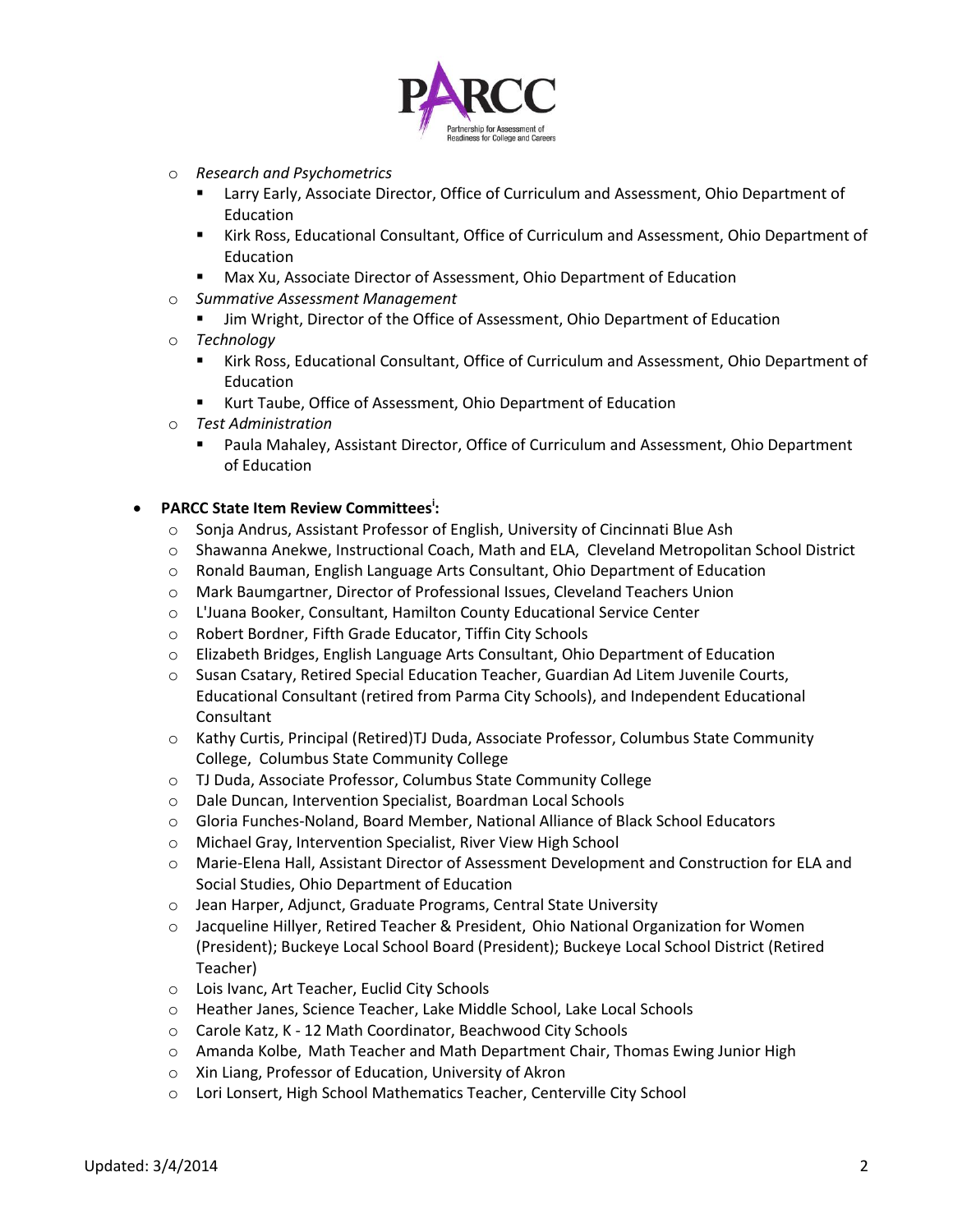- *Research and Psychometrics*
  - Larry Early, Associate Director, Office of Curriculum and Assessment, Ohio Department of Education
  - Kirk Ross, Educational Consultant, Office of Curriculum and Assessment, Ohio Department of Education
  - Max Xu, Associate Director of Assessment, Ohio Department of Education
- *Summative Assessment Management*
  - Jim Wright, Director of the Office of Assessment, Ohio Department of Education
- *Technology*
  - Kirk Ross, Educational Consultant, Office of Curriculum and Assessment, Ohio Department of Education
  - Kurt Taube, Office of Assessment, Ohio Department of Education
- *Test Administration*
  - Paula Mahaley, Assistant Director, Office of Curriculum and Assessment, Ohio Department of Education

- **PARCC State Item Review Committees[i]:**
  - Sonja Andrus, Assistant Professor of English, University of Cincinnati Blue Ash
  - Shawanna Anekwe, Instructional Coach, Math and ELA, Cleveland Metropolitan School District
  - Ronald Bauman, English Language Arts Consultant, Ohio Department of Education
  - Mark Baumgartner, Director of Professional Issues, Cleveland Teachers Union
  - L'Juana Booker, Consultant, Hamilton County Educational Service Center
  - Robert Bordner, Fifth Grade Educator, Tiffin City Schools
  - Elizabeth Bridges, English Language Arts Consultant, Ohio Department of Education
  - Susan Csatary, Retired Special Education Teacher, Guardian Ad Litem Juvenile Courts, Educational Consultant (retired from Parma City Schools), and Independent Educational Consultant
  - Kathy Curtis, Principal (Retired)TJ Duda, Associate Professor, Columbus State Community College, Columbus State Community College
  - TJ Duda, Associate Professor, Columbus State Community College
  - Dale Duncan, Intervention Specialist, Boardman Local Schools
  - Gloria Funches-Noland, Board Member, National Alliance of Black School Educators
  - Michael Gray, Intervention Specialist, River View High School
  - Marie-Elena Hall, Assistant Director of Assessment Development and Construction for ELA and Social Studies, Ohio Department of Education
  - Jean Harper, Adjunct, Graduate Programs, Central State University
  - Jacqueline Hillyer, Retired Teacher & President, Ohio National Organization for Women (President); Buckeye Local School Board (President); Buckeye Local School District (Retired Teacher)
  - Lois Ivanc, Art Teacher, Euclid City Schools
  - Heather Janes, Science Teacher, Lake Middle School, Lake Local Schools
  - Carole Katz, K - 12 Math Coordinator, Beachwood City Schools
  - Amanda Kolbe, Math Teacher and Math Department Chair, Thomas Ewing Junior High
  - Xin Liang, Professor of Education, University of Akron
  - Lori Lonsert, High School Mathematics Teacher, Centerville City School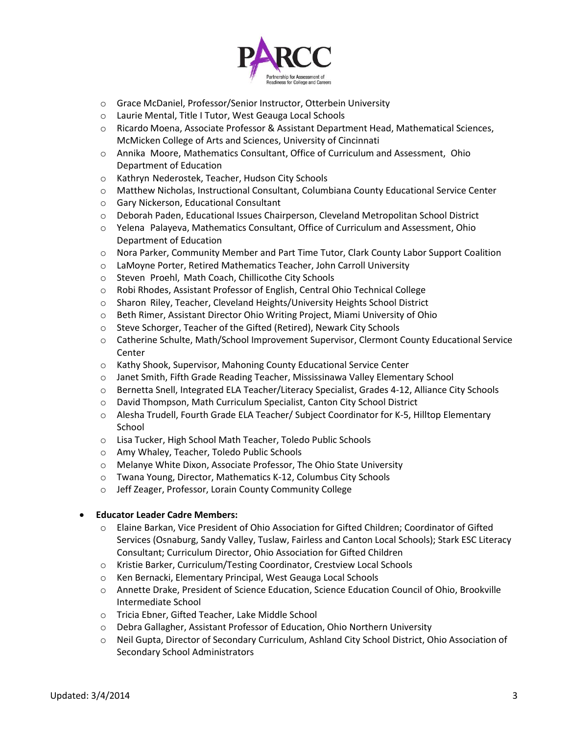- Grace McDaniel, Professor/Senior Instructor, Otterbein University
- Laurie Mental, Title I Tutor, West Geauga Local Schools
- Ricardo Moena, Associate Professor & Assistant Department Head, Mathematical Sciences, McMicken College of Arts and Sciences, University of Cincinnati
- Annika Moore, Mathematics Consultant, Office of Curriculum and Assessment, Ohio Department of Education
- Kathryn Nederostek, Teacher, Hudson City Schools
- Matthew Nicholas, Instructional Consultant, Columbiana County Educational Service Center
- Gary Nickerson, Educational Consultant
- Deborah Paden, Educational Issues Chairperson, Cleveland Metropolitan School District
- Yelena Palayeva, Mathematics Consultant, Office of Curriculum and Assessment, Ohio Department of Education
- Nora Parker, Community Member and Part Time Tutor, Clark County Labor Support Coalition
- LaMoyne Porter, Retired Mathematics Teacher, John Carroll University
- Steven Proehl, Math Coach, Chillicothe City Schools
- Robi Rhodes, Assistant Professor of English, Central Ohio Technical College
- Sharon Riley, Teacher, Cleveland Heights/University Heights School District
- Beth Rimer, Assistant Director Ohio Writing Project, Miami University of Ohio
- Steve Schorger, Teacher of the Gifted (Retired), Newark City Schools
- Catherine Schulte, Math/School Improvement Supervisor, Clermont County Educational Service Center
- Kathy Shook, Supervisor, Mahoning County Educational Service Center
- Janet Smith, Fifth Grade Reading Teacher, Mississinawa Valley Elementary School
- Bernetta Snell, Integrated ELA Teacher/Literacy Specialist, Grades 4-12, Alliance City Schools
- David Thompson, Math Curriculum Specialist, Canton City School District
- Alesha Trudell, Fourth Grade ELA Teacher/ Subject Coordinator for K-5, Hilltop Elementary School
- Lisa Tucker, High School Math Teacher, Toledo Public Schools
- Amy Whaley, Teacher, Toledo Public Schools
- Melanye White Dixon, Associate Professor, The Ohio State University
- Twana Young, Director, Mathematics K-12, Columbus City Schools
- Jeff Zeager, Professor, Lorain County Community College

- **Educator Leader Cadre Members:**
  - Elaine Barkan, Vice President of Ohio Association for Gifted Children; Coordinator of Gifted Services (Osnaburg, Sandy Valley, Tuslaw, Fairless and Canton Local Schools); Stark ESC Literacy Consultant; Curriculum Director, Ohio Association for Gifted Children
  - Kristie Barker, Curriculum/Testing Coordinator, Crestview Local Schools
  - Ken Bernacki, Elementary Principal, West Geauga Local Schools
  - Annette Drake, President of Science Education, Science Education Council of Ohio, Brookville Intermediate School
  - Tricia Ebner, Gifted Teacher, Lake Middle School
  - Debra Gallagher, Assistant Professor of Education, Ohio Northern University
  - Neil Gupta, Director of Secondary Curriculum, Ashland City School District, Ohio Association of Secondary School Administrators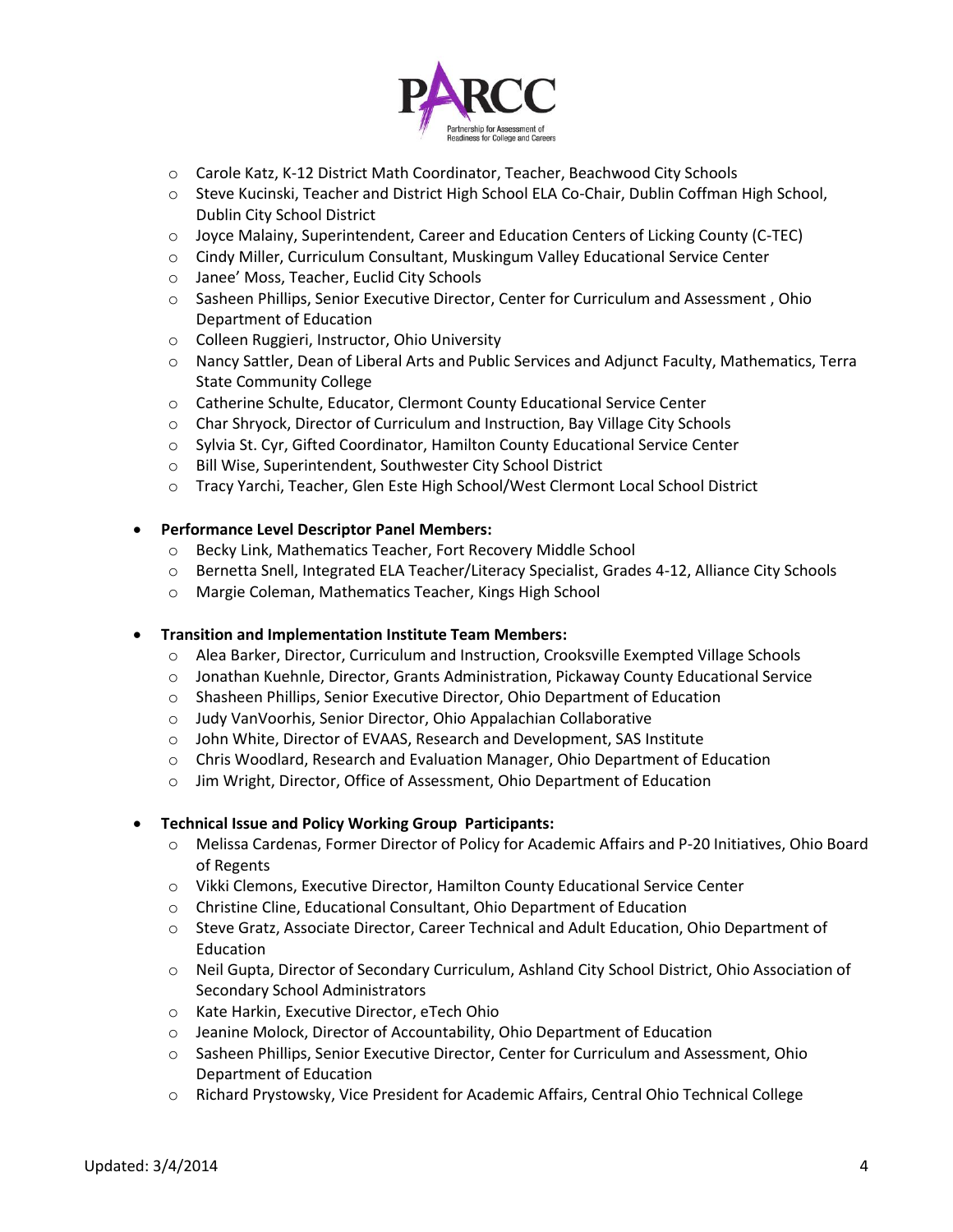- Carole Katz, K-12 District Math Coordinator, Teacher, Beachwood City Schools
- Steve Kucinski, Teacher and District High School ELA Co-Chair, Dublin Coffman High School, Dublin City School District
- Joyce Malainy, Superintendent, Career and Education Centers of Licking County (C-TEC)
- Cindy Miller, Curriculum Consultant, Muskingum Valley Educational Service Center
- Janee' Moss, Teacher, Euclid City Schools
- Sasheen Phillips, Senior Executive Director, Center for Curriculum and Assessment , Ohio Department of Education
- Colleen Ruggieri, Instructor, Ohio University
- Nancy Sattler, Dean of Liberal Arts and Public Services and Adjunct Faculty, Mathematics, Terra State Community College
- Catherine Schulte, Educator, Clermont County Educational Service Center
- Char Shryock, Director of Curriculum and Instruction, Bay Village City Schools
- Sylvia St. Cyr, Gifted Coordinator, Hamilton County Educational Service Center
- Bill Wise, Superintendent, Southwester City School District
- Tracy Yarchi, Teacher, Glen Este High School/West Clermont Local School District

- **Performance Level Descriptor Panel Members:**
  - Becky Link, Mathematics Teacher, Fort Recovery Middle School
  - Bernetta Snell, Integrated ELA Teacher/Literacy Specialist, Grades 4-12, Alliance City Schools
  - Margie Coleman, Mathematics Teacher, Kings High School

- **Transition and Implementation Institute Team Members:**
  - Alea Barker, Director, Curriculum and Instruction, Crooksville Exempted Village Schools
  - Jonathan Kuehnle, Director, Grants Administration, Pickaway County Educational Service
  - Shasheen Phillips, Senior Executive Director, Ohio Department of Education
  - Judy VanVoorhis, Senior Director, Ohio Appalachian Collaborative
  - John White, Director of EVAAS, Research and Development, SAS Institute
  - Chris Woodlard, Research and Evaluation Manager, Ohio Department of Education
  - Jim Wright, Director, Office of Assessment, Ohio Department of Education

- **Technical Issue and Policy Working Group Participants:**
  - Melissa Cardenas, Former Director of Policy for Academic Affairs and P-20 Initiatives, Ohio Board of Regents
  - Vikki Clemons, Executive Director, Hamilton County Educational Service Center
  - Christine Cline, Educational Consultant, Ohio Department of Education
  - Steve Gratz, Associate Director, Career Technical and Adult Education, Ohio Department of Education
  - Neil Gupta, Director of Secondary Curriculum, Ashland City School District, Ohio Association of Secondary School Administrators
  - Kate Harkin, Executive Director, eTech Ohio
  - Jeanine Molock, Director of Accountability, Ohio Department of Education
  - Sasheen Phillips, Senior Executive Director, Center for Curriculum and Assessment, Ohio Department of Education
  - Richard Prystowsky, Vice President for Academic Affairs, Central Ohio Technical College

Updated: 3/4/2014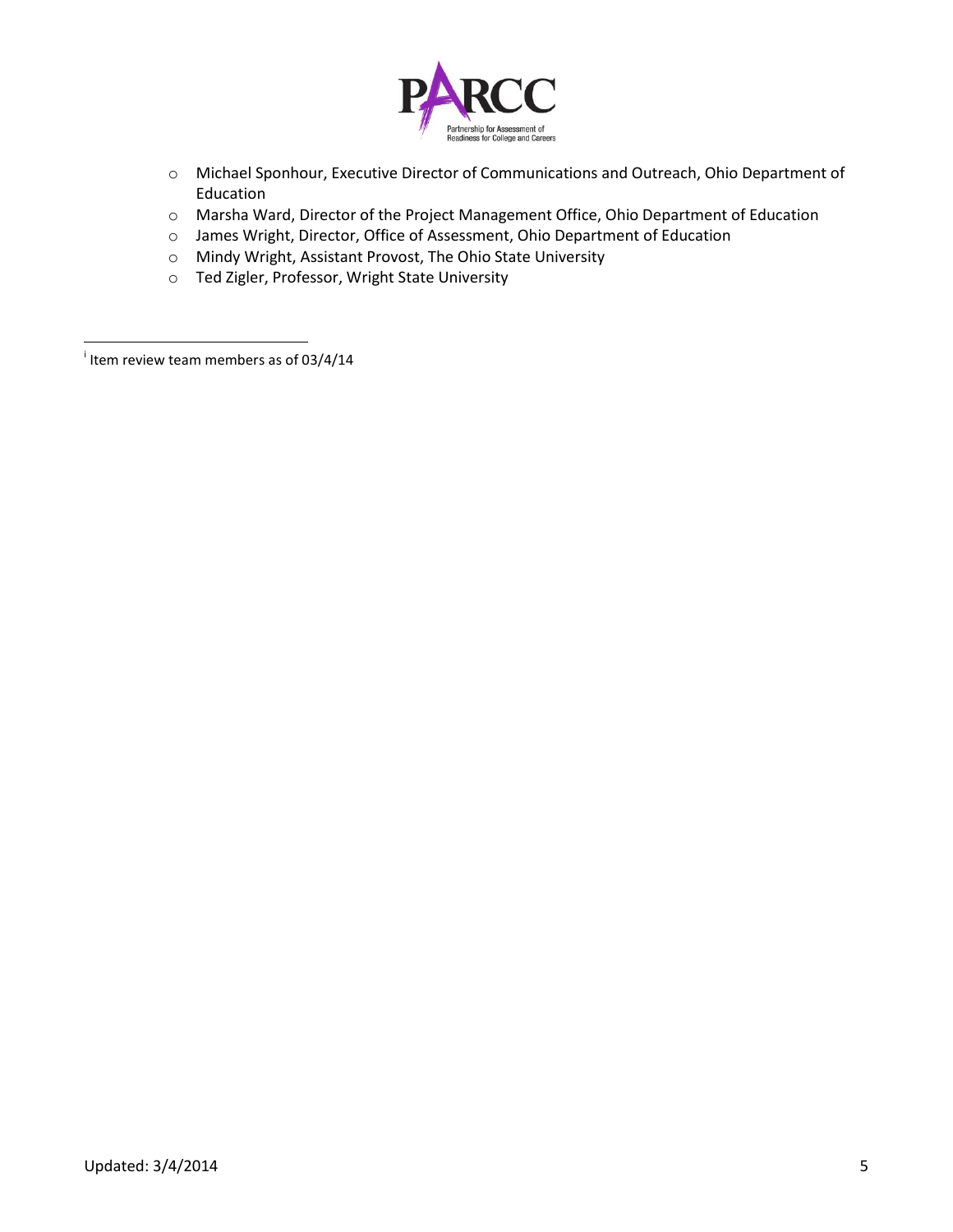- Michael Sponhour, Executive Director of Communications and Outreach, Ohio Department of Education
- Marsha Ward, Director of the Project Management Office, Ohio Department of Education
- James Wright, Director, Office of Assessment, Ohio Department of Education
- Mindy Wright, Assistant Provost, The Ohio State University
- Ted Zigler, Professor, Wright State University

---

[i] Item review team members as of 03/4/14

Updated: 3/4/2014